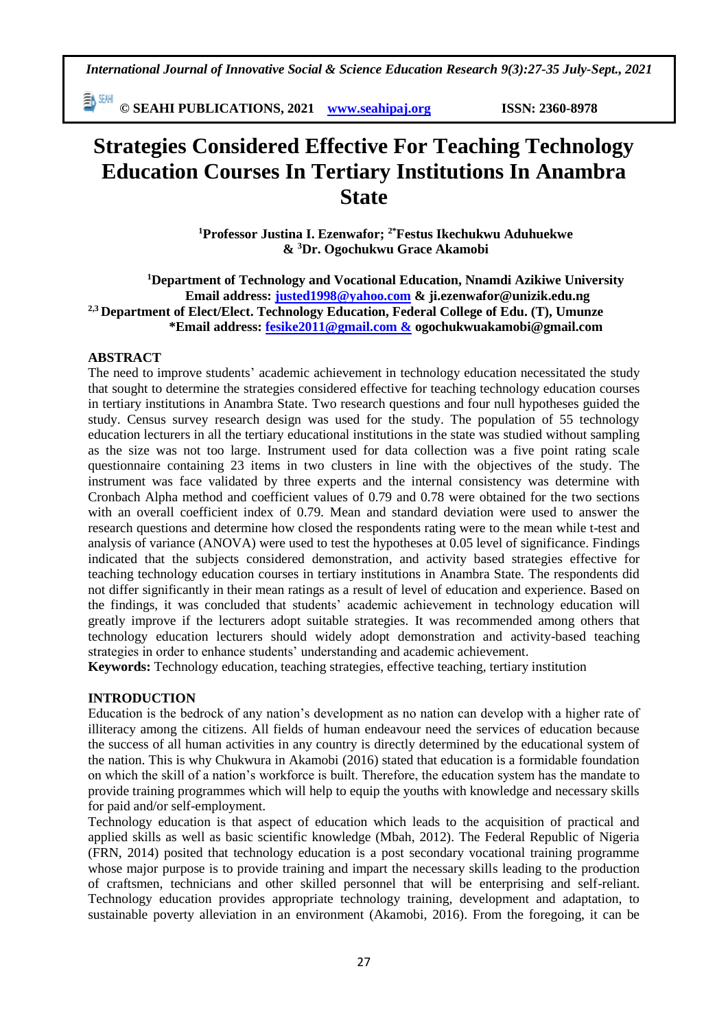# Strategies Considered Effective For Teaching Technology Education Courses In Tertiary Institutions In Anambra State

**[1]Professor Justina I. Ezenwafor; [2*]Festus Ikechukwu Aduhuekwe & [3]Dr. Ogochukwu Grace Akamobi**

**[1]Department of Technology and Vocational Education, Nnamdi Azikiwe University**
**Email address: justed1998@yahoo.com & ji.ezenwafor@unizik.edu.ng**
**[2,3] Department of Elect/Elect. Technology Education, Federal College of Edu. (T), Umunze**
**\*Email address: fesike2011@gmail.com & ogochukwuakamobi@gmail.com**

## ABSTRACT

The need to improve students' academic achievement in technology education necessitated the study that sought to determine the strategies considered effective for teaching technology education courses in tertiary institutions in Anambra State. Two research questions and four null hypotheses guided the study. Census survey research design was used for the study. The population of 55 technology education lecturers in all the tertiary educational institutions in the state was studied without sampling as the size was not too large. Instrument used for data collection was a five point rating scale questionnaire containing 23 items in two clusters in line with the objectives of the study. The instrument was face validated by three experts and the internal consistency was determine with Cronbach Alpha method and coefficient values of 0.79 and 0.78 were obtained for the two sections with an overall coefficient index of 0.79. Mean and standard deviation were used to answer the research questions and determine how closed the respondents rating were to the mean while t-test and analysis of variance (ANOVA) were used to test the hypotheses at 0.05 level of significance. Findings indicated that the subjects considered demonstration, and activity based strategies effective for teaching technology education courses in tertiary institutions in Anambra State. The respondents did not differ significantly in their mean ratings as a result of level of education and experience. Based on the findings, it was concluded that students' academic achievement in technology education will greatly improve if the lecturers adopt suitable strategies. It was recommended among others that technology education lecturers should widely adopt demonstration and activity-based teaching strategies in order to enhance students' understanding and academic achievement.

**Keywords:** Technology education, teaching strategies, effective teaching, tertiary institution

## INTRODUCTION

Education is the bedrock of any nation's development as no nation can develop with a higher rate of illiteracy among the citizens. All fields of human endeavour need the services of education because the success of all human activities in any country is directly determined by the educational system of the nation. This is why Chukwura in Akamobi (2016) stated that education is a formidable foundation on which the skill of a nation's workforce is built. Therefore, the education system has the mandate to provide training programmes which will help to equip the youths with knowledge and necessary skills for paid and/or self-employment.

Technology education is that aspect of education which leads to the acquisition of practical and applied skills as well as basic scientific knowledge (Mbah, 2012). The Federal Republic of Nigeria (FRN, 2014) posited that technology education is a post secondary vocational training programme whose major purpose is to provide training and impart the necessary skills leading to the production of craftsmen, technicians and other skilled personnel that will be enterprising and self-reliant. Technology education provides appropriate technology training, development and adaptation, to sustainable poverty alleviation in an environment (Akamobi, 2016). From the foregoing, it can be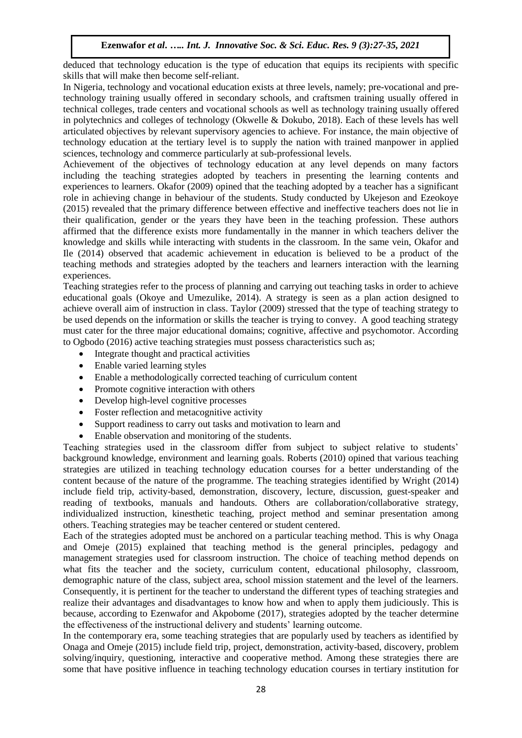deduced that technology education is the type of education that equips its recipients with specific skills that will make then become self-reliant.

In Nigeria, technology and vocational education exists at three levels, namely; pre-vocational and pre-technology training usually offered in secondary schools, and craftsmen training usually offered in technical colleges, trade centers and vocational schools as well as technology training usually offered in polytechnics and colleges of technology (Okwelle & Dokubo, 2018). Each of these levels has well articulated objectives by relevant supervisory agencies to achieve. For instance, the main objective of technology education at the tertiary level is to supply the nation with trained manpower in applied sciences, technology and commerce particularly at sub-professional levels.

Achievement of the objectives of technology education at any level depends on many factors including the teaching strategies adopted by teachers in presenting the learning contents and experiences to learners. Okafor (2009) opined that the teaching adopted by a teacher has a significant role in achieving change in behaviour of the students. Study conducted by Ukejeson and Ezeokoye (2015) revealed that the primary difference between effective and ineffective teachers does not lie in their qualification, gender or the years they have been in the teaching profession. These authors affirmed that the difference exists more fundamentally in the manner in which teachers deliver the knowledge and skills while interacting with students in the classroom. In the same vein, Okafor and Ile (2014) observed that academic achievement in education is believed to be a product of the teaching methods and strategies adopted by the teachers and learners interaction with the learning experiences.

Teaching strategies refer to the process of planning and carrying out teaching tasks in order to achieve educational goals (Okoye and Umezulike, 2014). A strategy is seen as a plan action designed to achieve overall aim of instruction in class. Taylor (2009) stressed that the type of teaching strategy to be used depends on the information or skills the teacher is trying to convey. A good teaching strategy must cater for the three major educational domains; cognitive, affective and psychomotor. According to Ogbodo (2016) active teaching strategies must possess characteristics such as;

- Integrate thought and practical activities
- Enable varied learning styles
- Enable a methodologically corrected teaching of curriculum content
- Promote cognitive interaction with others
- Develop high-level cognitive processes
- Foster reflection and metacognitive activity
- Support readiness to carry out tasks and motivation to learn and
- Enable observation and monitoring of the students.

Teaching strategies used in the classroom differ from subject to subject relative to students' background knowledge, environment and learning goals. Roberts (2010) opined that various teaching strategies are utilized in teaching technology education courses for a better understanding of the content because of the nature of the programme. The teaching strategies identified by Wright (2014) include field trip, activity-based, demonstration, discovery, lecture, discussion, guest-speaker and reading of textbooks, manuals and handouts. Others are collaboration/collaborative strategy, individualized instruction, kinesthetic teaching, project method and seminar presentation among others. Teaching strategies may be teacher centered or student centered.

Each of the strategies adopted must be anchored on a particular teaching method. This is why Onaga and Omeje (2015) explained that teaching method is the general principles, pedagogy and management strategies used for classroom instruction. The choice of teaching method depends on what fits the teacher and the society, curriculum content, educational philosophy, classroom, demographic nature of the class, subject area, school mission statement and the level of the learners. Consequently, it is pertinent for the teacher to understand the different types of teaching strategies and realize their advantages and disadvantages to know how and when to apply them judiciously. This is because, according to Ezenwafor and Akpobome (2017), strategies adopted by the teacher determine the effectiveness of the instructional delivery and students' learning outcome.

In the contemporary era, some teaching strategies that are popularly used by teachers as identified by Onaga and Omeje (2015) include field trip, project, demonstration, activity-based, discovery, problem solving/inquiry, questioning, interactive and cooperative method. Among these strategies there are some that have positive influence in teaching technology education courses in tertiary institution for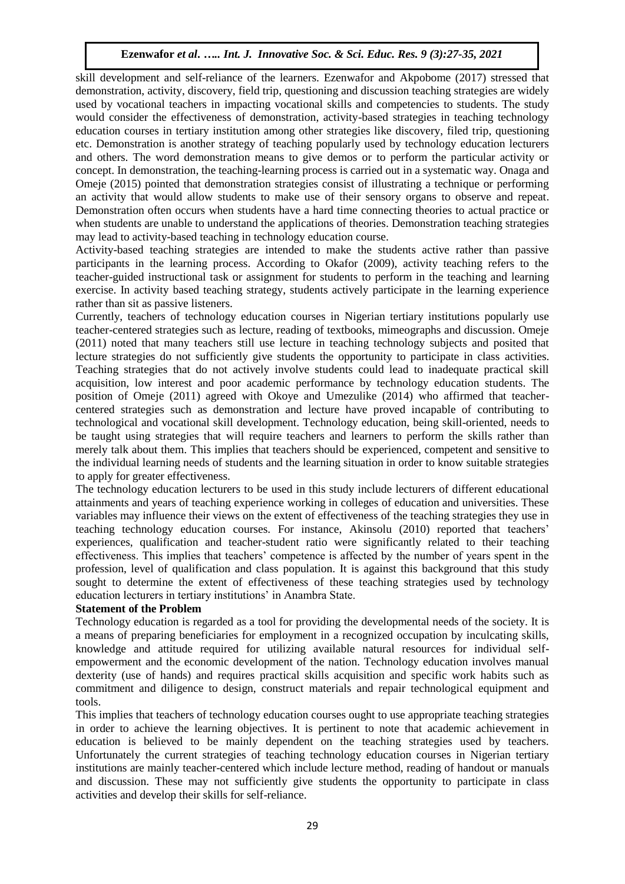skill development and self-reliance of the learners. Ezenwafor and Akpobome (2017) stressed that demonstration, activity, discovery, field trip, questioning and discussion teaching strategies are widely used by vocational teachers in impacting vocational skills and competencies to students. The study would consider the effectiveness of demonstration, activity-based strategies in teaching technology education courses in tertiary institution among other strategies like discovery, filed trip, questioning etc. Demonstration is another strategy of teaching popularly used by technology education lecturers and others. The word demonstration means to give demos or to perform the particular activity or concept. In demonstration, the teaching-learning process is carried out in a systematic way. Onaga and Omeje (2015) pointed that demonstration strategies consist of illustrating a technique or performing an activity that would allow students to make use of their sensory organs to observe and repeat. Demonstration often occurs when students have a hard time connecting theories to actual practice or when students are unable to understand the applications of theories. Demonstration teaching strategies may lead to activity-based teaching in technology education course.

Activity-based teaching strategies are intended to make the students active rather than passive participants in the learning process. According to Okafor (2009), activity teaching refers to the teacher-guided instructional task or assignment for students to perform in the teaching and learning exercise. In activity based teaching strategy, students actively participate in the learning experience rather than sit as passive listeners.

Currently, teachers of technology education courses in Nigerian tertiary institutions popularly use teacher-centered strategies such as lecture, reading of textbooks, mimeographs and discussion. Omeje (2011) noted that many teachers still use lecture in teaching technology subjects and posited that lecture strategies do not sufficiently give students the opportunity to participate in class activities. Teaching strategies that do not actively involve students could lead to inadequate practical skill acquisition, low interest and poor academic performance by technology education students. The position of Omeje (2011) agreed with Okoye and Umezulike (2014) who affirmed that teacher-centered strategies such as demonstration and lecture have proved incapable of contributing to technological and vocational skill development. Technology education, being skill-oriented, needs to be taught using strategies that will require teachers and learners to perform the skills rather than merely talk about them. This implies that teachers should be experienced, competent and sensitive to the individual learning needs of students and the learning situation in order to know suitable strategies to apply for greater effectiveness.

The technology education lecturers to be used in this study include lecturers of different educational attainments and years of teaching experience working in colleges of education and universities. These variables may influence their views on the extent of effectiveness of the teaching strategies they use in teaching technology education courses. For instance, Akinsolu (2010) reported that teachers' experiences, qualification and teacher-student ratio were significantly related to their teaching effectiveness. This implies that teachers' competence is affected by the number of years spent in the profession, level of qualification and class population. It is against this background that this study sought to determine the extent of effectiveness of these teaching strategies used by technology education lecturers in tertiary institutions' in Anambra State.

**Statement of the Problem**

Technology education is regarded as a tool for providing the developmental needs of the society. It is a means of preparing beneficiaries for employment in a recognized occupation by inculcating skills, knowledge and attitude required for utilizing available natural resources for individual self-empowerment and the economic development of the nation. Technology education involves manual dexterity (use of hands) and requires practical skills acquisition and specific work habits such as commitment and diligence to design, construct materials and repair technological equipment and tools.

This implies that teachers of technology education courses ought to use appropriate teaching strategies in order to achieve the learning objectives. It is pertinent to note that academic achievement in education is believed to be mainly dependent on the teaching strategies used by teachers. Unfortunately the current strategies of teaching technology education courses in Nigerian tertiary institutions are mainly teacher-centered which include lecture method, reading of handout or manuals and discussion. These may not sufficiently give students the opportunity to participate in class activities and develop their skills for self-reliance.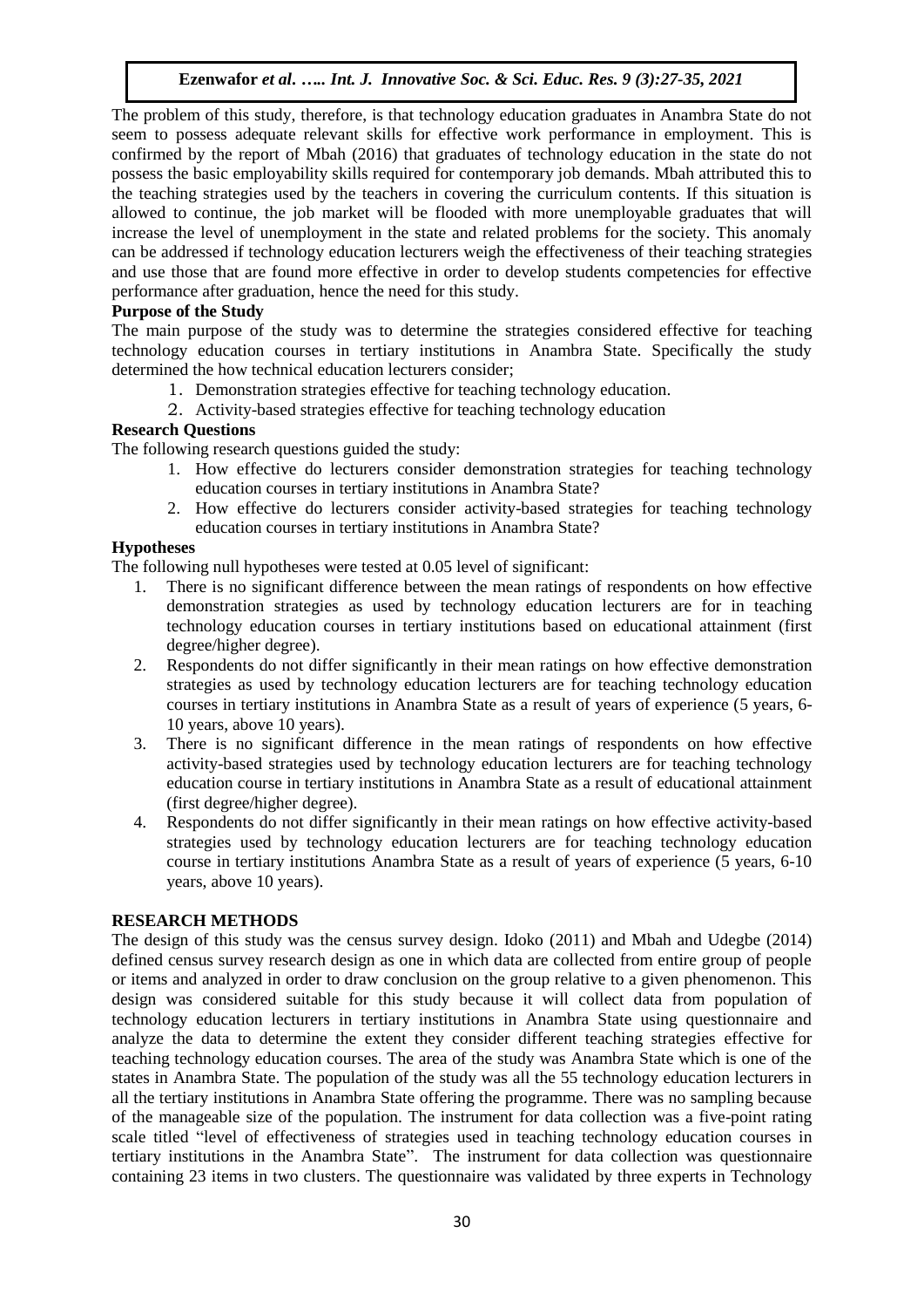The problem of this study, therefore, is that technology education graduates in Anambra State do not seem to possess adequate relevant skills for effective work performance in employment. This is confirmed by the report of Mbah (2016) that graduates of technology education in the state do not possess the basic employability skills required for contemporary job demands. Mbah attributed this to the teaching strategies used by the teachers in covering the curriculum contents. If this situation is allowed to continue, the job market will be flooded with more unemployable graduates that will increase the level of unemployment in the state and related problems for the society. This anomaly can be addressed if technology education lecturers weigh the effectiveness of their teaching strategies and use those that are found more effective in order to develop students competencies for effective performance after graduation, hence the need for this study.

**Purpose of the Study**

The main purpose of the study was to determine the strategies considered effective for teaching technology education courses in tertiary institutions in Anambra State. Specifically the study determined the how technical education lecturers consider;

1. Demonstration strategies effective for teaching technology education.
2. Activity-based strategies effective for teaching technology education

**Research Questions**

The following research questions guided the study:

1. How effective do lecturers consider demonstration strategies for teaching technology education courses in tertiary institutions in Anambra State?
2. How effective do lecturers consider activity-based strategies for teaching technology education courses in tertiary institutions in Anambra State?

**Hypotheses**

The following null hypotheses were tested at 0.05 level of significant:

1. There is no significant difference between the mean ratings of respondents on how effective demonstration strategies as used by technology education lecturers are for in teaching technology education courses in tertiary institutions based on educational attainment (first degree/higher degree).
2. Respondents do not differ significantly in their mean ratings on how effective demonstration strategies as used by technology education lecturers are for teaching technology education courses in tertiary institutions in Anambra State as a result of years of experience (5 years, 6-10 years, above 10 years).
3. There is no significant difference in the mean ratings of respondents on how effective activity-based strategies used by technology education lecturers are for teaching technology education course in tertiary institutions in Anambra State as a result of educational attainment (first degree/higher degree).
4. Respondents do not differ significantly in their mean ratings on how effective activity-based strategies used by technology education lecturers are for teaching technology education course in tertiary institutions Anambra State as a result of years of experience (5 years, 6-10 years, above 10 years).

**RESEARCH METHODS**

The design of this study was the census survey design. Idoko (2011) and Mbah and Udegbe (2014) defined census survey research design as one in which data are collected from entire group of people or items and analyzed in order to draw conclusion on the group relative to a given phenomenon. This design was considered suitable for this study because it will collect data from population of technology education lecturers in tertiary institutions in Anambra State using questionnaire and analyze the data to determine the extent they consider different teaching strategies effective for teaching technology education courses. The area of the study was Anambra State which is one of the states in Anambra State. The population of the study was all the 55 technology education lecturers in all the tertiary institutions in Anambra State offering the programme. There was no sampling because of the manageable size of the population. The instrument for data collection was a five-point rating scale titled "level of effectiveness of strategies used in teaching technology education courses in tertiary institutions in the Anambra State". The instrument for data collection was questionnaire containing 23 items in two clusters. The questionnaire was validated by three experts in Technology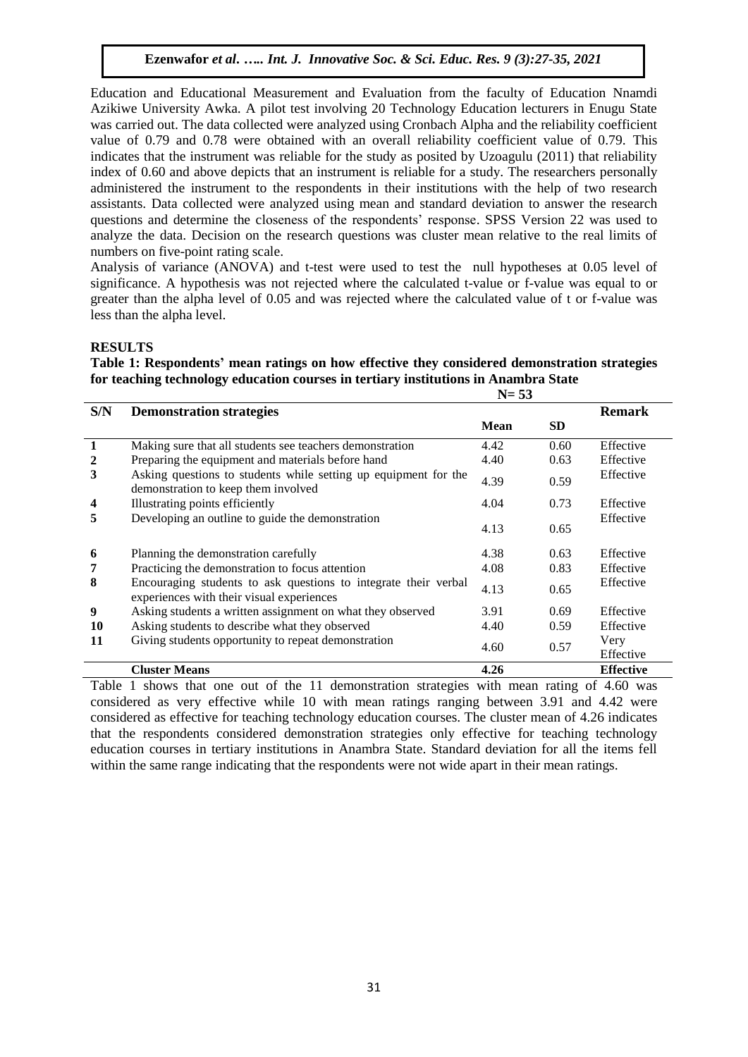Education and Educational Measurement and Evaluation from the faculty of Education Nnamdi Azikiwe University Awka. A pilot test involving 20 Technology Education lecturers in Enugu State was carried out. The data collected were analyzed using Cronbach Alpha and the reliability coefficient value of 0.79 and 0.78 were obtained with an overall reliability coefficient value of 0.79. This indicates that the instrument was reliable for the study as posited by Uzoagulu (2011) that reliability index of 0.60 and above depicts that an instrument is reliable for a study. The researchers personally administered the instrument to the respondents in their institutions with the help of two research assistants. Data collected were analyzed using mean and standard deviation to answer the research questions and determine the closeness of the respondents' response. SPSS Version 22 was used to analyze the data. Decision on the research questions was cluster mean relative to the real limits of numbers on five-point rating scale.

Analysis of variance (ANOVA) and t-test were used to test the null hypotheses at 0.05 level of significance. A hypothesis was not rejected where the calculated t-value or f-value was equal to or greater than the alpha level of 0.05 and was rejected where the calculated value of t or f-value was less than the alpha level.

## RESULTS

**Table 1: Respondents' mean ratings on how effective they considered demonstration strategies for teaching technology education courses in tertiary institutions in Anambra State**

**N= 53**

| S/N | Demonstration strategies | Mean | SD | Remark |
|---|---|---|---|---|
| 1 | Making sure that all students see teachers demonstration | 4.42 | 0.60 | Effective |
| 2 | Preparing the equipment and materials before hand | 4.40 | 0.63 | Effective |
| 3 | Asking questions to students while setting up equipment for the demonstration to keep them involved | 4.39 | 0.59 | Effective |
| 4 | Illustrating points efficiently | 4.04 | 0.73 | Effective |
| 5 | Developing an outline to guide the demonstration | 4.13 | 0.65 | Effective |
| 6 | Planning the demonstration carefully | 4.38 | 0.63 | Effective |
| 7 | Practicing the demonstration to focus attention | 4.08 | 0.83 | Effective |
| 8 | Encouraging students to ask questions to integrate their verbal experiences with their visual experiences | 4.13 | 0.65 | Effective |
| 9 | Asking students a written assignment on what they observed | 3.91 | 0.69 | Effective |
| 10 | Asking students to describe what they observed | 4.40 | 0.59 | Effective |
| 11 | Giving students opportunity to repeat demonstration | 4.60 | 0.57 | Very Effective |
| | **Cluster Means** | **4.26** | | **Effective** |

Table 1 shows that one out of the 11 demonstration strategies with mean rating of 4.60 was considered as very effective while 10 with mean ratings ranging between 3.91 and 4.42 were considered as effective for teaching technology education courses. The cluster mean of 4.26 indicates that the respondents considered demonstration strategies only effective for teaching technology education courses in tertiary institutions in Anambra State. Standard deviation for all the items fell within the same range indicating that the respondents were not wide apart in their mean ratings.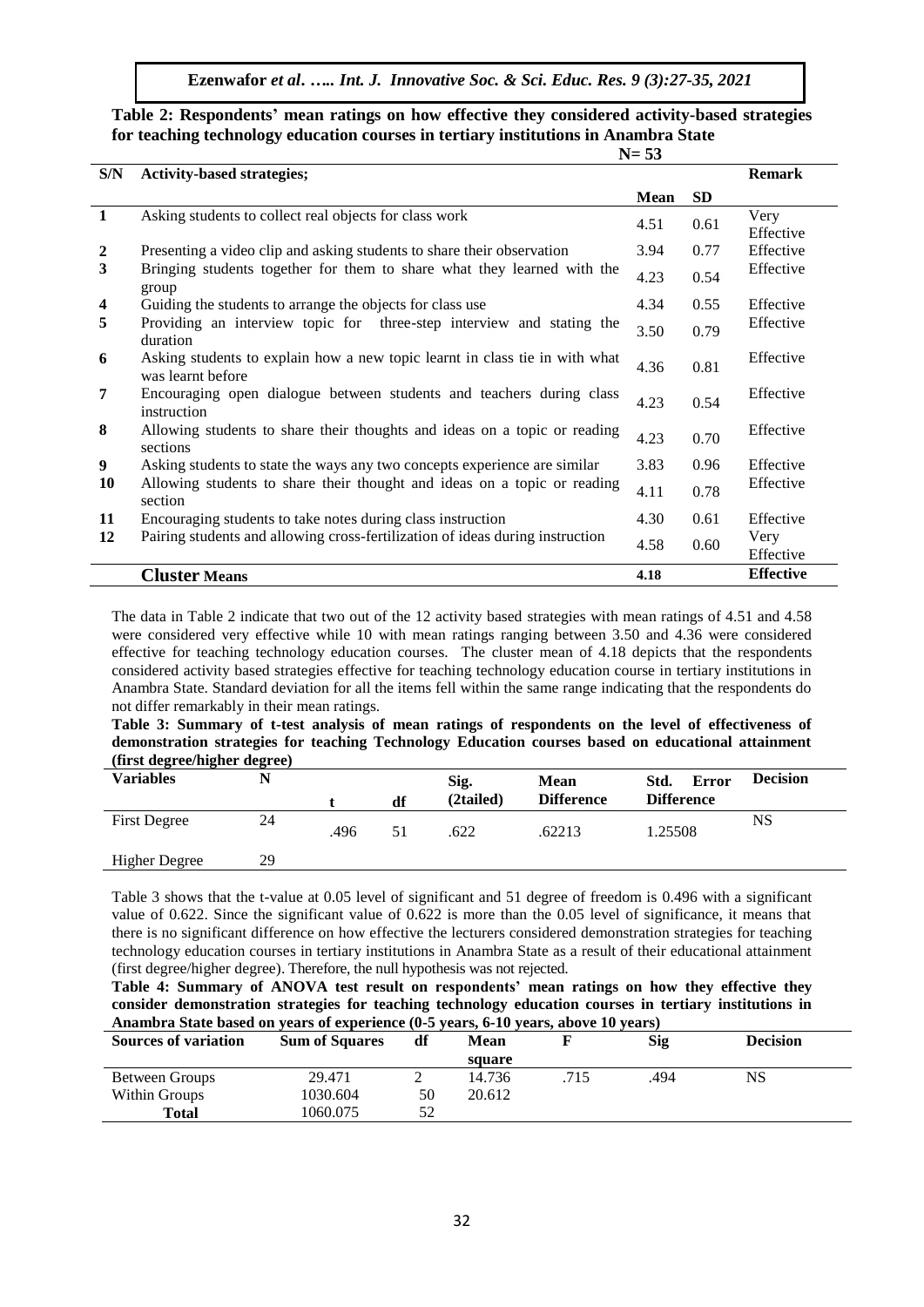**Table 2: Respondents' mean ratings on how effective they considered activity-based strategies for teaching technology education courses in tertiary institutions in Anambra State**

N= 53

| S/N | Activity-based strategies; | Mean | SD | Remark |
|---|---|---|---|---|
| 1 | Asking students to collect real objects for class work | 4.51 | 0.61 | Very Effective |
| 2 | Presenting a video clip and asking students to share their observation | 3.94 | 0.77 | Effective |
| 3 | Bringing students together for them to share what they learned with the group | 4.23 | 0.54 | Effective |
| 4 | Guiding the students to arrange the objects for class use | 4.34 | 0.55 | Effective |
| 5 | Providing an interview topic for three-step interview and stating the duration | 3.50 | 0.79 | Effective |
| 6 | Asking students to explain how a new topic learnt in class tie in with what was learnt before | 4.36 | 0.81 | Effective |
| 7 | Encouraging open dialogue between students and teachers during class instruction | 4.23 | 0.54 | Effective |
| 8 | Allowing students to share their thoughts and ideas on a topic or reading sections | 4.23 | 0.70 | Effective |
| 9 | Asking students to state the ways any two concepts experience are similar | 3.83 | 0.96 | Effective |
| 10 | Allowing students to share their thought and ideas on a topic or reading section | 4.11 | 0.78 | Effective |
| 11 | Encouraging students to take notes during class instruction | 4.30 | 0.61 | Effective |
| 12 | Pairing students and allowing cross-fertilization of ideas during instruction | 4.58 | 0.60 | Very Effective |
| | **Cluster Means** | **4.18** | | **Effective** |

The data in Table 2 indicate that two out of the 12 activity based strategies with mean ratings of 4.51 and 4.58 were considered very effective while 10 with mean ratings ranging between 3.50 and 4.36 were considered effective for teaching technology education courses. The cluster mean of 4.18 depicts that the respondents considered activity based strategies effective for teaching technology education course in tertiary institutions in Anambra State. Standard deviation for all the items fell within the same range indicating that the respondents do not differ remarkably in their mean ratings.

**Table 3: Summary of t-test analysis of mean ratings of respondents on the level of effectiveness of demonstration strategies for teaching Technology Education courses based on educational attainment (first degree/higher degree)**

| Variables | N | t | df | Sig. (2tailed) | Mean Difference | Std. Error Difference | Decision |
|---|---|---|---|---|---|---|---|
| First Degree | 24 | .496 | 51 | .622 | .62213 | 1.25508 | NS |
| Higher Degree | 29 | | | | | | |

Table 3 shows that the t-value at 0.05 level of significant and 51 degree of freedom is 0.496 with a significant value of 0.622. Since the significant value of 0.622 is more than the 0.05 level of significance, it means that there is no significant difference on how effective the lecturers considered demonstration strategies for teaching technology education courses in tertiary institutions in Anambra State as a result of their educational attainment (first degree/higher degree). Therefore, the null hypothesis was not rejected.

**Table 4: Summary of ANOVA test result on respondents' mean ratings on how they effective they consider demonstration strategies for teaching technology education courses in tertiary institutions in Anambra State based on years of experience (0-5 years, 6-10 years, above 10 years)**

| Sources of variation | Sum of Squares | df | Mean square | F | Sig | Decision |
|---|---|---|---|---|---|---|
| Between Groups | 29.471 | 2 | 14.736 | .715 | .494 | NS |
| Within Groups | 1030.604 | 50 | 20.612 | | | |
| **Total** | 1060.075 | 52 | | | | |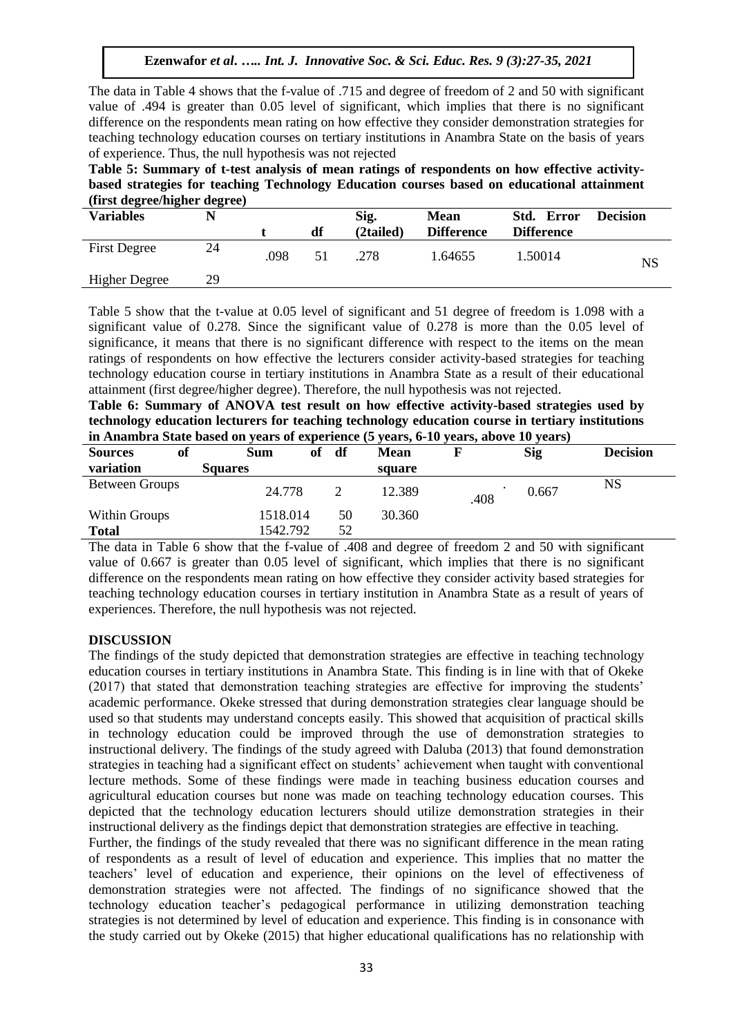The data in Table 4 shows that the f-value of .715 and degree of freedom of 2 and 50 with significant value of .494 is greater than 0.05 level of significant, which implies that there is no significant difference on the respondents mean rating on how effective they consider demonstration strategies for teaching technology education courses on tertiary institutions in Anambra State on the basis of years of experience. Thus, the null hypothesis was not rejected

**Table 5: Summary of t-test analysis of mean ratings of respondents on how effective activity-based strategies for teaching Technology Education courses based on educational attainment (first degree/higher degree)**

| Variables | N | t | df | Sig. (2tailed) | Mean Difference | Std. Error Difference | Decision |
|---|---|---|---|---|---|---|---|
| First Degree | 24 | .098 | 51 | .278 | 1.64655 | 1.50014 | NS |
| Higher Degree | 29 | | | | | | |

Table 5 show that the t-value at 0.05 level of significant and 51 degree of freedom is 1.098 with a significant value of 0.278. Since the significant value of 0.278 is more than the 0.05 level of significance, it means that there is no significant difference with respect to the items on the mean ratings of respondents on how effective the lecturers consider activity-based strategies for teaching technology education course in tertiary institutions in Anambra State as a result of their educational attainment (first degree/higher degree). Therefore, the null hypothesis was not rejected.

**Table 6: Summary of ANOVA test result on how effective activity-based strategies used by technology education lecturers for teaching technology education course in tertiary institutions in Anambra State based on years of experience (5 years, 6-10 years, above 10 years)**

| Sources of variation | Sum of Squares | df | Mean square | F | Sig | Decision |
|---|---|---|---|---|---|---|
| Between Groups | 24.778 | 2 | 12.389 | .408 | 0.667 | NS |
| Within Groups | 1518.014 | 50 | 30.360 | | | |
| **Total** | 1542.792 | 52 | | | | |

The data in Table 6 show that the f-value of .408 and degree of freedom 2 and 50 with significant value of 0.667 is greater than 0.05 level of significant, which implies that there is no significant difference on the respondents mean rating on how effective they consider activity based strategies for teaching technology education courses in tertiary institution in Anambra State as a result of years of experiences. Therefore, the null hypothesis was not rejected.

## DISCUSSION

The findings of the study depicted that demonstration strategies are effective in teaching technology education courses in tertiary institutions in Anambra State. This finding is in line with that of Okeke (2017) that stated that demonstration teaching strategies are effective for improving the students' academic performance. Okeke stressed that during demonstration strategies clear language should be used so that students may understand concepts easily. This showed that acquisition of practical skills in technology education could be improved through the use of demonstration strategies to instructional delivery. The findings of the study agreed with Daluba (2013) that found demonstration strategies in teaching had a significant effect on students' achievement when taught with conventional lecture methods. Some of these findings were made in teaching business education courses and agricultural education courses but none was made on teaching technology education courses. This depicted that the technology education lecturers should utilize demonstration strategies in their instructional delivery as the findings depict that demonstration strategies are effective in teaching.

Further, the findings of the study revealed that there was no significant difference in the mean rating of respondents as a result of level of education and experience. This implies that no matter the teachers' level of education and experience, their opinions on the level of effectiveness of demonstration strategies were not affected. The findings of no significance showed that the technology education teacher's pedagogical performance in utilizing demonstration teaching strategies is not determined by level of education and experience. This finding is in consonance with the study carried out by Okeke (2015) that higher educational qualifications has no relationship with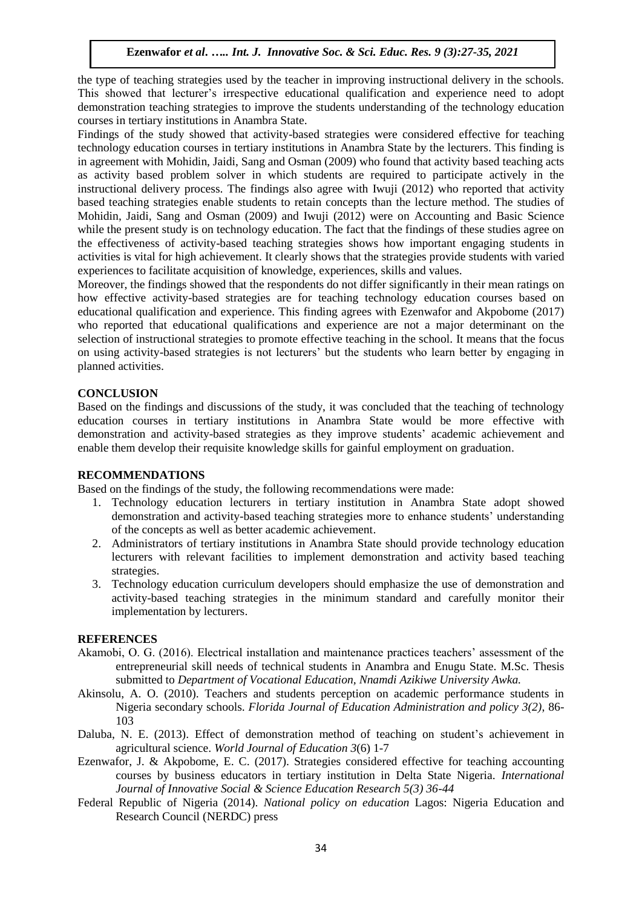the type of teaching strategies used by the teacher in improving instructional delivery in the schools. This showed that lecturer's irrespective educational qualification and experience need to adopt demonstration teaching strategies to improve the students understanding of the technology education courses in tertiary institutions in Anambra State.

Findings of the study showed that activity-based strategies were considered effective for teaching technology education courses in tertiary institutions in Anambra State by the lecturers. This finding is in agreement with Mohidin, Jaidi, Sang and Osman (2009) who found that activity based teaching acts as activity based problem solver in which students are required to participate actively in the instructional delivery process. The findings also agree with Iwuji (2012) who reported that activity based teaching strategies enable students to retain concepts than the lecture method. The studies of Mohidin, Jaidi, Sang and Osman (2009) and Iwuji (2012) were on Accounting and Basic Science while the present study is on technology education. The fact that the findings of these studies agree on the effectiveness of activity-based teaching strategies shows how important engaging students in activities is vital for high achievement. It clearly shows that the strategies provide students with varied experiences to facilitate acquisition of knowledge, experiences, skills and values.

Moreover, the findings showed that the respondents do not differ significantly in their mean ratings on how effective activity-based strategies are for teaching technology education courses based on educational qualification and experience. This finding agrees with Ezenwafor and Akpobome (2017) who reported that educational qualifications and experience are not a major determinant on the selection of instructional strategies to promote effective teaching in the school. It means that the focus on using activity-based strategies is not lecturers' but the students who learn better by engaging in planned activities.

## CONCLUSION

Based on the findings and discussions of the study, it was concluded that the teaching of technology education courses in tertiary institutions in Anambra State would be more effective with demonstration and activity-based strategies as they improve students' academic achievement and enable them develop their requisite knowledge skills for gainful employment on graduation.

## RECOMMENDATIONS

Based on the findings of the study, the following recommendations were made:

1. Technology education lecturers in tertiary institution in Anambra State adopt showed demonstration and activity-based teaching strategies more to enhance students' understanding of the concepts as well as better academic achievement.
2. Administrators of tertiary institutions in Anambra State should provide technology education lecturers with relevant facilities to implement demonstration and activity based teaching strategies.
3. Technology education curriculum developers should emphasize the use of demonstration and activity-based teaching strategies in the minimum standard and carefully monitor their implementation by lecturers.

## REFERENCES

Akamobi, O. G. (2016). Electrical installation and maintenance practices teachers' assessment of the entrepreneurial skill needs of technical students in Anambra and Enugu State. M.Sc. Thesis submitted to *Department of Vocational Education, Nnamdi Azikiwe University Awka.*

Akinsolu, A. O. (2010). Teachers and students perception on academic performance students in Nigeria secondary schools. *Florida Journal of Education Administration and policy 3(2)*, 86-103

Daluba, N. E. (2013). Effect of demonstration method of teaching on student's achievement in agricultural science. *World Journal of Education 3*(6) 1-7

Ezenwafor, J. & Akpobome, E. C. (2017). Strategies considered effective for teaching accounting courses by business educators in tertiary institution in Delta State Nigeria. *International Journal of Innovative Social & Science Education Research 5(3) 36-44*

Federal Republic of Nigeria (2014). *National policy on education* Lagos: Nigeria Education and Research Council (NERDC) press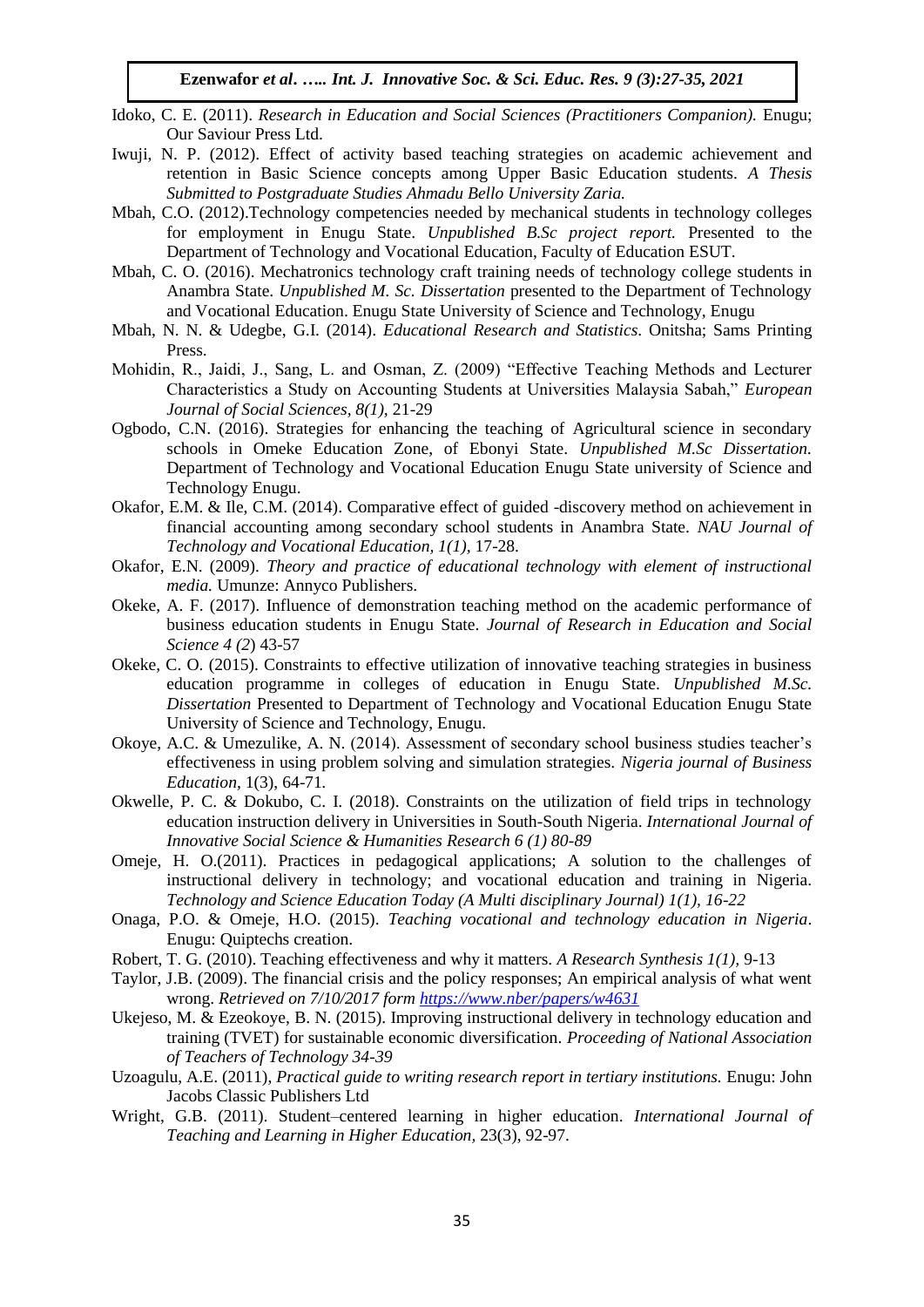Idoko, C. E. (2011). *Research in Education and Social Sciences (Practitioners Companion).* Enugu; Our Saviour Press Ltd.

Iwuji, N. P. (2012). Effect of activity based teaching strategies on academic achievement and retention in Basic Science concepts among Upper Basic Education students. *A Thesis Submitted to Postgraduate Studies Ahmadu Bello University Zaria.*

Mbah, C.O. (2012).Technology competencies needed by mechanical students in technology colleges for employment in Enugu State. *Unpublished B.Sc project report.* Presented to the Department of Technology and Vocational Education, Faculty of Education ESUT.

Mbah, C. O. (2016). Mechatronics technology craft training needs of technology college students in Anambra State. *Unpublished M. Sc. Dissertation* presented to the Department of Technology and Vocational Education. Enugu State University of Science and Technology, Enugu

Mbah, N. N. & Udegbe, G.I. (2014). *Educational Research and Statistics.* Onitsha; Sams Printing Press.

Mohidin, R., Jaidi, J., Sang, L. and Osman, Z. (2009) "Effective Teaching Methods and Lecturer Characteristics a Study on Accounting Students at Universities Malaysia Sabah," *European Journal of Social Sciences, 8(1),* 21-29

Ogbodo, C.N. (2016). Strategies for enhancing the teaching of Agricultural science in secondary schools in Omeke Education Zone, of Ebonyi State. *Unpublished M.Sc Dissertation.* Department of Technology and Vocational Education Enugu State university of Science and Technology Enugu.

Okafor, E.M. & Ile, C.M. (2014). Comparative effect of guided -discovery method on achievement in financial accounting among secondary school students in Anambra State. *NAU Journal of Technology and Vocational Education, 1(1),* 17-28.

Okafor, E.N. (2009). *Theory and practice of educational technology with element of instructional media.* Umunze: Annyco Publishers.

Okeke, A. F. (2017). Influence of demonstration teaching method on the academic performance of business education students in Enugu State. *Journal of Research in Education and Social Science 4 (2)* 43-57

Okeke, C. O. (2015). Constraints to effective utilization of innovative teaching strategies in business education programme in colleges of education in Enugu State. *Unpublished M.Sc. Dissertation* Presented to Department of Technology and Vocational Education Enugu State University of Science and Technology, Enugu.

Okoye, A.C. & Umezulike, A. N. (2014). Assessment of secondary school business studies teacher's effectiveness in using problem solving and simulation strategies. *Nigeria journal of Business Education,* 1(3), 64-71.

Okwelle, P. C. & Dokubo, C. I. (2018). Constraints on the utilization of field trips in technology education instruction delivery in Universities in South-South Nigeria. *International Journal of Innovative Social Science & Humanities Research 6 (1) 80-89*

Omeje, H. O.(2011). Practices in pedagogical applications; A solution to the challenges of instructional delivery in technology; and vocational education and training in Nigeria. *Technology and Science Education Today (A Multi disciplinary Journal) 1(1), 16-22*

Onaga, P.O. & Omeje, H.O. (2015). *Teaching vocational and technology education in Nigeria*. Enugu: Quiptechs creation.

Robert, T. G. (2010). Teaching effectiveness and why it matters. *A Research Synthesis 1(1),* 9-13

Taylor, J.B. (2009). The financial crisis and the policy responses; An empirical analysis of what went wrong. *Retrieved on 7/10/2017 form https://www.nber/papers/w4631*

Ukejeso, M. & Ezeokoye, B. N. (2015). Improving instructional delivery in technology education and training (TVET) for sustainable economic diversification. *Proceeding of National Association of Teachers of Technology 34-39*

Uzoagulu, A.E. (2011), *Practical guide to writing research report in tertiary institutions.* Enugu: John Jacobs Classic Publishers Ltd

Wright, G.B. (2011). Student–centered learning in higher education. *International Journal of Teaching and Learning in Higher Education,* 23(3), 92-97.